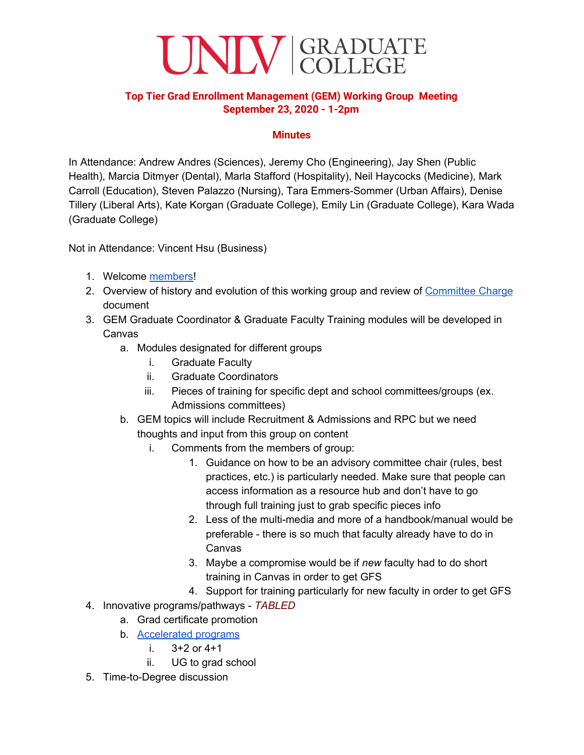# UNLV | GRADUATE COLLEGE

**Top Tier Grad Enrollment Management (GEM) Working Group Meeting**
**September 23, 2020 - 1-2pm**

## Minutes

In Attendance: Andrew Andres (Sciences), Jeremy Cho (Engineering), Jay Shen (Public Health), Marcia Ditmyer (Dental), Marla Stafford (Hospitality), Neil Haycocks (Medicine), Mark Carroll (Education), Steven Palazzo (Nursing), Tara Emmers-Sommer (Urban Affairs), Denise Tillery (Liberal Arts), Kate Korgan (Graduate College), Emily Lin (Graduate College), Kara Wada (Graduate College)

Not in Attendance: Vincent Hsu (Business)

1. Welcome members!
2. Overview of history and evolution of this working group and review of Committee Charge document
3. GEM Graduate Coordinator & Graduate Faculty Training modules will be developed in Canvas
   a. Modules designated for different groups
      i. Graduate Faculty
      ii. Graduate Coordinators
      iii. Pieces of training for specific dept and school committees/groups (ex. Admissions committees)
   b. GEM topics will include Recruitment & Admissions and RPC but we need thoughts and input from this group on content
      i. Comments from the members of group:
         1. Guidance on how to be an advisory committee chair (rules, best practices, etc.) is particularly needed. Make sure that people can access information as a resource hub and don't have to go through full training just to grab specific pieces info
         2. Less of the multi-media and more of a handbook/manual would be preferable - there is so much that faculty already have to do in Canvas
         3. Maybe a compromise would be if *new* faculty had to do short training in Canvas in order to get GFS
         4. Support for training particularly for new faculty in order to get GFS
4. Innovative programs/pathways - *TABLED*
   a. Grad certificate promotion
   b. Accelerated programs
      i. 3+2 or 4+1
      ii. UG to grad school
5. Time-to-Degree discussion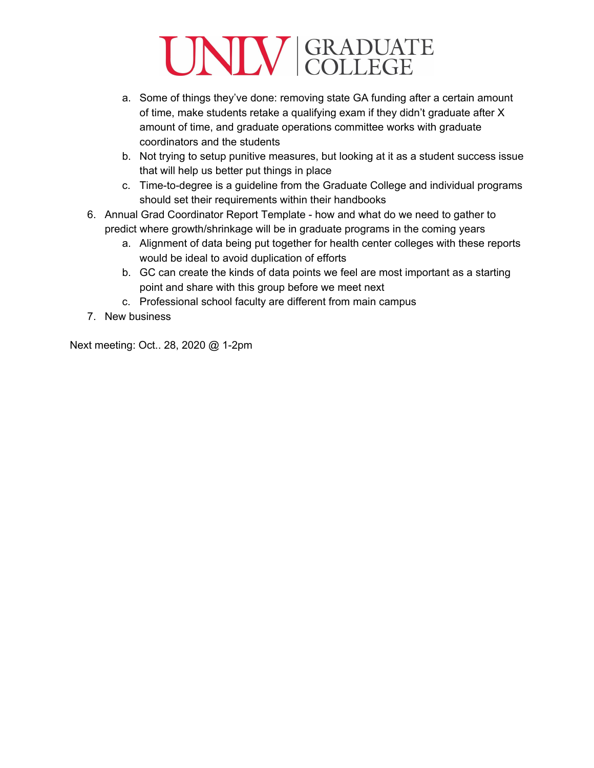a. Some of things they've done: removing state GA funding after a certain amount of time, make students retake a qualifying exam if they didn't graduate after X amount of time, and graduate operations committee works with graduate coordinators and the students
   b. Not trying to setup punitive measures, but looking at it as a student success issue that will help us better put things in place
   c. Time-to-degree is a guideline from the Graduate College and individual programs should set their requirements within their handbooks
6. Annual Grad Coordinator Report Template - how and what do we need to gather to predict where growth/shrinkage will be in graduate programs in the coming years
   a. Alignment of data being put together for health center colleges with these reports would be ideal to avoid duplication of efforts
   b. GC can create the kinds of data points we feel are most important as a starting point and share with this group before we meet next
   c. Professional school faculty are different from main campus
7. New business

Next meeting: Oct.. 28, 2020 @ 1-2pm